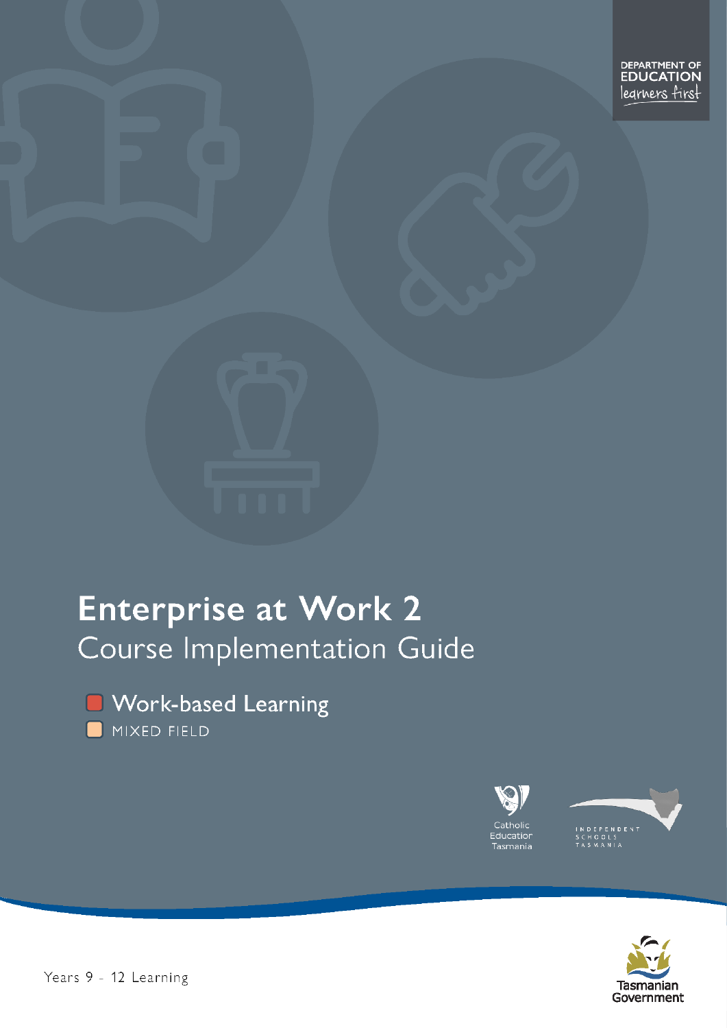DEPARTMENT OF EDUCATION
learners first

# Enterprise at Work 2

## Course Implementation Guide

Work-based Learning

MIXED FIELD

Catholic Education Tasmania

INDEPENDENT SCHOOLS TASMANIA

Tasmanian Government

Years 9 - 12 Learning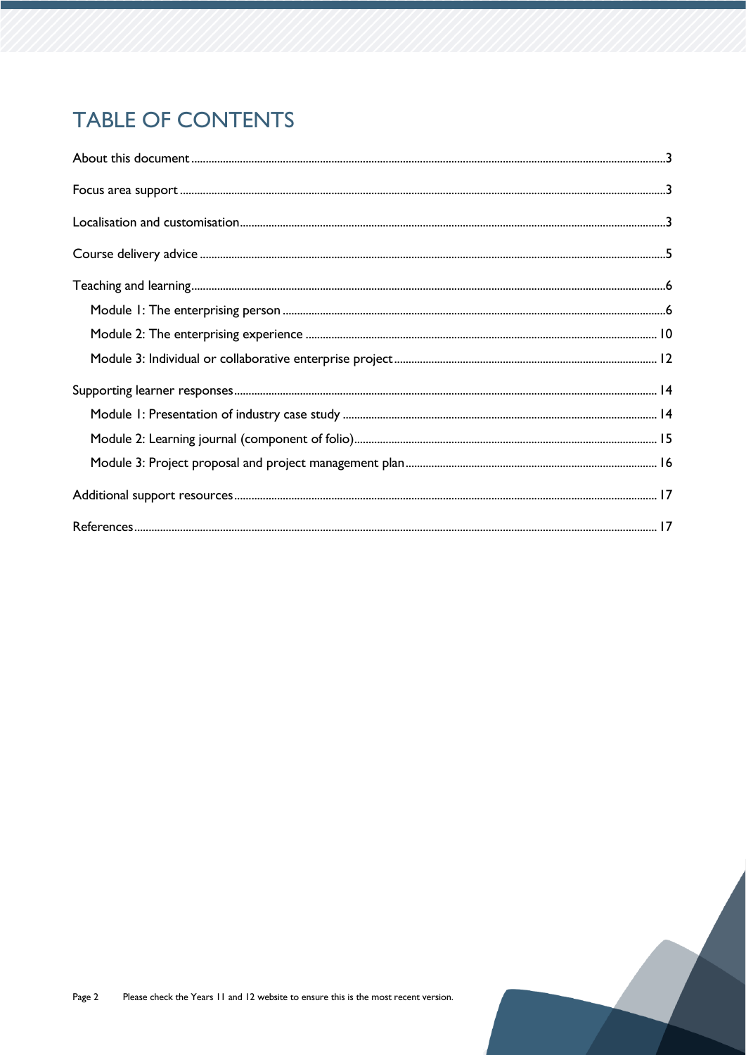# TABLE OF CONTENTS

About this document ..... 3

Focus area support ..... 3

Localisation and customisation ..... 3

Course delivery advice ..... 5

Teaching and learning ..... 6

- Module 1: The enterprising person ..... 6
- Module 2: The enterprising experience ..... 10
- Module 3: Individual or collaborative enterprise project ..... 12

Supporting learner responses ..... 14

- Module 1: Presentation of industry case study ..... 14
- Module 2: Learning journal (component of folio) ..... 15
- Module 3: Project proposal and project management plan ..... 16

Additional support resources ..... 17

References ..... 17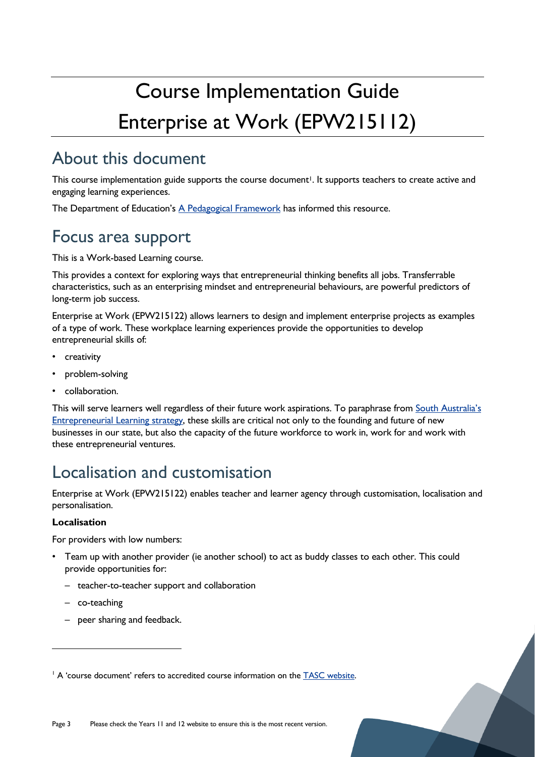# Course Implementation Guide Enterprise at Work (EPW215112)

## About this document

This course implementation guide supports the course document[1]. It supports teachers to create active and engaging learning experiences.

The Department of Education's [A Pedagogical Framework] has informed this resource.

## Focus area support

This is a Work-based Learning course.

This provides a context for exploring ways that entrepreneurial thinking benefits all jobs. Transferrable characteristics, such as an enterprising mindset and entrepreneurial behaviours, are powerful predictors of long-term job success.

Enterprise at Work (EPW215122) allows learners to design and implement enterprise projects as examples of a type of work. These workplace learning experiences provide the opportunities to develop entrepreneurial skills of:

- creativity
- problem-solving
- collaboration.

This will serve learners well regardless of their future work aspirations. To paraphrase from [South Australia's Entrepreneurial Learning strategy], these skills are critical not only to the founding and future of new businesses in our state, but also the capacity of the future workforce to work in, work for and work with these entrepreneurial ventures.

## Localisation and customisation

Enterprise at Work (EPW215122) enables teacher and learner agency through customisation, localisation and personalisation.

**Localisation**

For providers with low numbers:

- Team up with another provider (ie another school) to act as buddy classes to each other. This could provide opportunities for:
  - teacher-to-teacher support and collaboration
  - co-teaching
  - peer sharing and feedback.

[1] A 'course document' refers to accredited course information on the [TASC website].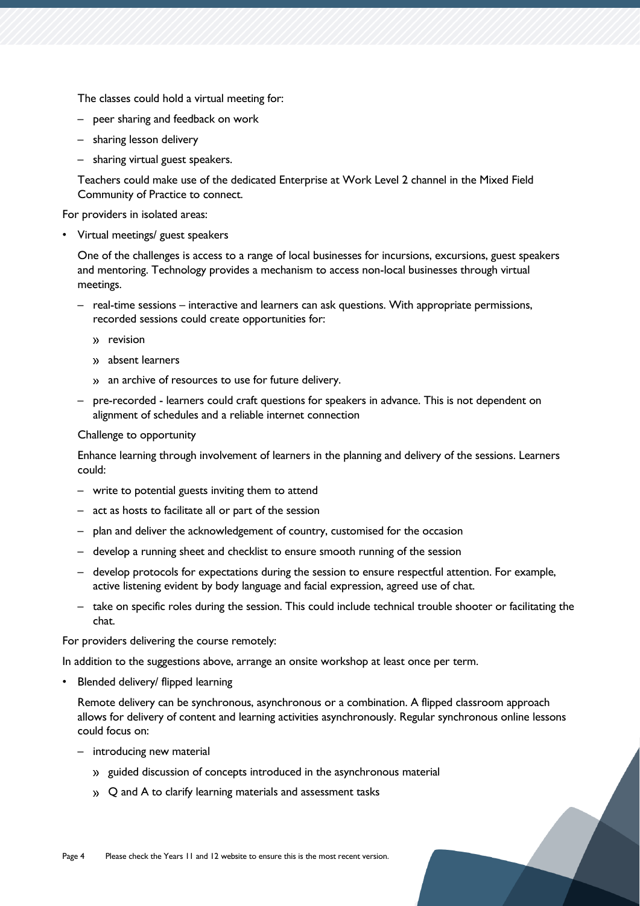The classes could hold a virtual meeting for:

- peer sharing and feedback on work
- sharing lesson delivery
- sharing virtual guest speakers.

Teachers could make use of the dedicated Enterprise at Work Level 2 channel in the Mixed Field Community of Practice to connect.

For providers in isolated areas:

- Virtual meetings/ guest speakers

  One of the challenges is access to a range of local businesses for incursions, excursions, guest speakers and mentoring. Technology provides a mechanism to access non-local businesses through virtual meetings.

  - real-time sessions – interactive and learners can ask questions. With appropriate permissions, recorded sessions could create opportunities for:
    - revision
    - absent learners
    - an archive of resources to use for future delivery.
  - pre-recorded - learners could craft questions for speakers in advance. This is not dependent on alignment of schedules and a reliable internet connection

  Challenge to opportunity

  Enhance learning through involvement of learners in the planning and delivery of the sessions. Learners could:

  - write to potential guests inviting them to attend
  - act as hosts to facilitate all or part of the session
  - plan and deliver the acknowledgement of country, customised for the occasion
  - develop a running sheet and checklist to ensure smooth running of the session
  - develop protocols for expectations during the session to ensure respectful attention. For example, active listening evident by body language and facial expression, agreed use of chat.
  - take on specific roles during the session. This could include technical trouble shooter or facilitating the chat.

For providers delivering the course remotely:

In addition to the suggestions above, arrange an onsite workshop at least once per term.

- Blended delivery/ flipped learning

  Remote delivery can be synchronous, asynchronous or a combination. A flipped classroom approach allows for delivery of content and learning activities asynchronously. Regular synchronous online lessons could focus on:

  - introducing new material
    - guided discussion of concepts introduced in the asynchronous material
    - Q and A to clarify learning materials and assessment tasks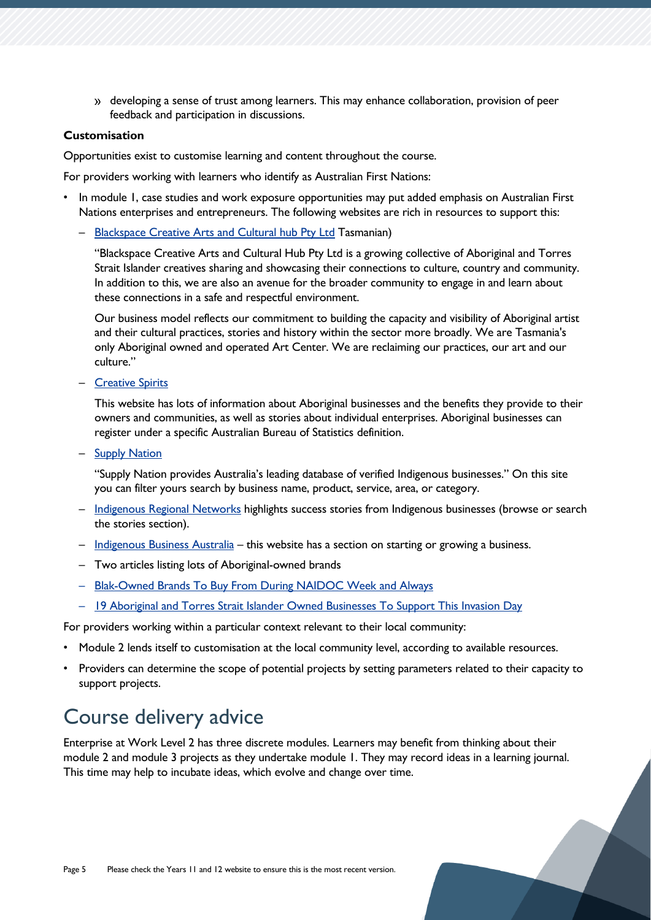» developing a sense of trust among learners. This may enhance collaboration, provision of peer feedback and participation in discussions.

**Customisation**

Opportunities exist to customise learning and content throughout the course.

For providers working with learners who identify as Australian First Nations:

- In module 1, case studies and work exposure opportunities may put added emphasis on Australian First Nations enterprises and entrepreneurs. The following websites are rich in resources to support this:
  - Blackspace Creative Arts and Cultural hub Pty Ltd Tasmanian)

    "Blackspace Creative Arts and Cultural Hub Pty Ltd is a growing collective of Aboriginal and Torres Strait Islander creatives sharing and showcasing their connections to culture, country and community. In addition to this, we are also an avenue for the broader community to engage in and learn about these connections in a safe and respectful environment.

    Our business model reflects our commitment to building the capacity and visibility of Aboriginal artist and their cultural practices, stories and history within the sector more broadly. We are Tasmania's only Aboriginal owned and operated Art Center. We are reclaiming our practices, our art and our culture."
  - Creative Spirits

    This website has lots of information about Aboriginal businesses and the benefits they provide to their owners and communities, as well as stories about individual enterprises. Aboriginal businesses can register under a specific Australian Bureau of Statistics definition.
  - Supply Nation

    "Supply Nation provides Australia's leading database of verified Indigenous businesses." On this site you can filter yours search by business name, product, service, area, or category.
  - Indigenous Regional Networks highlights success stories from Indigenous businesses (browse or search the stories section).
  - Indigenous Business Australia – this website has a section on starting or growing a business.
  - Two articles listing lots of Aboriginal-owned brands
  - Blak-Owned Brands To Buy From During NAIDOC Week and Always
  - 19 Aboriginal and Torres Strait Islander Owned Businesses To Support This Invasion Day

For providers working within a particular context relevant to their local community:

- Module 2 lends itself to customisation at the local community level, according to available resources.
- Providers can determine the scope of potential projects by setting parameters related to their capacity to support projects.

# Course delivery advice

Enterprise at Work Level 2 has three discrete modules. Learners may benefit from thinking about their module 2 and module 3 projects as they undertake module 1. They may record ideas in a learning journal. This time may help to incubate ideas, which evolve and change over time.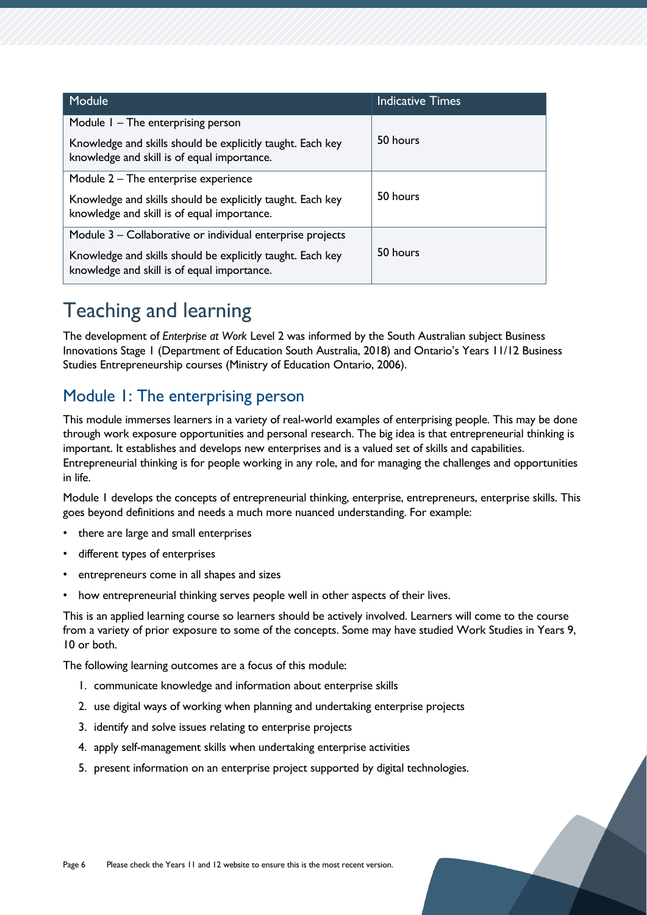| Module | Indicative Times |
| --- | --- |
| Module 1 – The enterprising person<br><br>Knowledge and skills should be explicitly taught. Each key knowledge and skill is of equal importance. | 50 hours |
| Module 2 – The enterprise experience<br><br>Knowledge and skills should be explicitly taught. Each key knowledge and skill is of equal importance. | 50 hours |
| Module 3 – Collaborative or individual enterprise projects<br><br>Knowledge and skills should be explicitly taught. Each key knowledge and skill is of equal importance. | 50 hours |

# Teaching and learning

The development of *Enterprise at Work* Level 2 was informed by the South Australian subject Business Innovations Stage 1 (Department of Education South Australia, 2018) and Ontario's Years 11/12 Business Studies Entrepreneurship courses (Ministry of Education Ontario, 2006).

## Module 1: The enterprising person

This module immerses learners in a variety of real-world examples of enterprising people. This may be done through work exposure opportunities and personal research. The big idea is that entrepreneurial thinking is important. It establishes and develops new enterprises and is a valued set of skills and capabilities. Entrepreneurial thinking is for people working in any role, and for managing the challenges and opportunities in life.

Module 1 develops the concepts of entrepreneurial thinking, enterprise, entrepreneurs, enterprise skills. This goes beyond definitions and needs a much more nuanced understanding. For example:

- there are large and small enterprises
- different types of enterprises
- entrepreneurs come in all shapes and sizes
- how entrepreneurial thinking serves people well in other aspects of their lives.

This is an applied learning course so learners should be actively involved. Learners will come to the course from a variety of prior exposure to some of the concepts. Some may have studied Work Studies in Years 9, 10 or both.

The following learning outcomes are a focus of this module:

1. communicate knowledge and information about enterprise skills
2. use digital ways of working when planning and undertaking enterprise projects
3. identify and solve issues relating to enterprise projects
4. apply self-management skills when undertaking enterprise activities
5. present information on an enterprise project supported by digital technologies.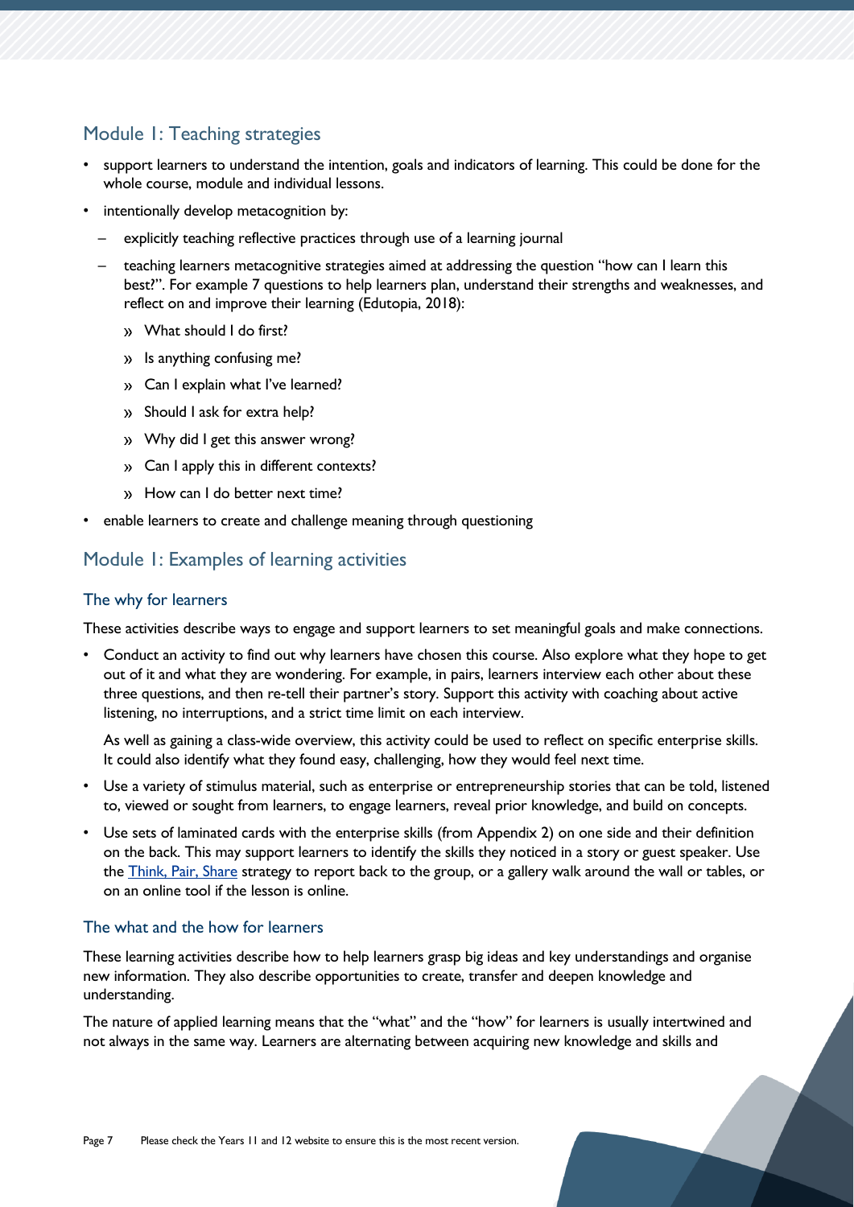## Module 1: Teaching strategies

- support learners to understand the intention, goals and indicators of learning. This could be done for the whole course, module and individual lessons.
- intentionally develop metacognition by:
  - explicitly teaching reflective practices through use of a learning journal
  - teaching learners metacognitive strategies aimed at addressing the question "how can I learn this best?". For example 7 questions to help learners plan, understand their strengths and weaknesses, and reflect on and improve their learning (Edutopia, 2018):
    - What should I do first?
    - Is anything confusing me?
    - Can I explain what I've learned?
    - Should I ask for extra help?
    - Why did I get this answer wrong?
    - Can I apply this in different contexts?
    - How can I do better next time?
- enable learners to create and challenge meaning through questioning

## Module 1: Examples of learning activities

### The why for learners

These activities describe ways to engage and support learners to set meaningful goals and make connections.

- Conduct an activity to find out why learners have chosen this course. Also explore what they hope to get out of it and what they are wondering. For example, in pairs, learners interview each other about these three questions, and then re-tell their partner's story. Support this activity with coaching about active listening, no interruptions, and a strict time limit on each interview.

  As well as gaining a class-wide overview, this activity could be used to reflect on specific enterprise skills. It could also identify what they found easy, challenging, how they would feel next time.
- Use a variety of stimulus material, such as enterprise or entrepreneurship stories that can be told, listened to, viewed or sought from learners, to engage learners, reveal prior knowledge, and build on concepts.
- Use sets of laminated cards with the enterprise skills (from Appendix 2) on one side and their definition on the back. This may support learners to identify the skills they noticed in a story or guest speaker. Use the Think, Pair, Share strategy to report back to the group, or a gallery walk around the wall or tables, or on an online tool if the lesson is online.

### The what and the how for learners

These learning activities describe how to help learners grasp big ideas and key understandings and organise new information. They also describe opportunities to create, transfer and deepen knowledge and understanding.

The nature of applied learning means that the "what" and the "how" for learners is usually intertwined and not always in the same way. Learners are alternating between acquiring new knowledge and skills and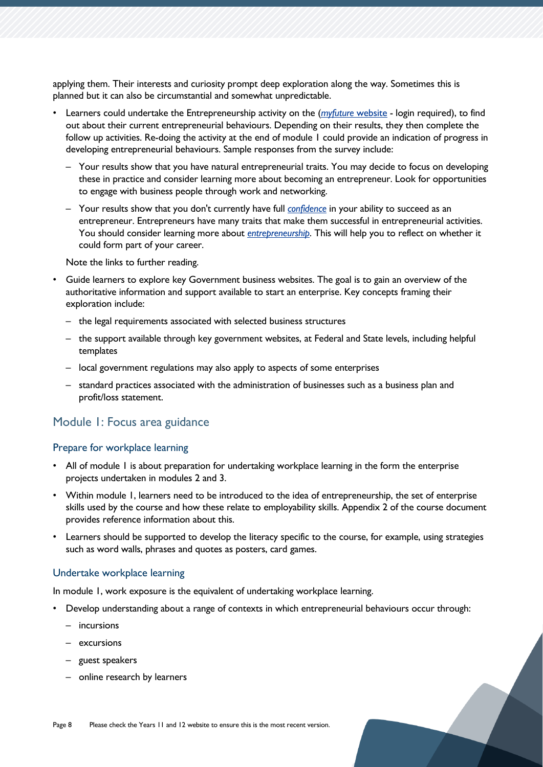applying them. Their interests and curiosity prompt deep exploration along the way. Sometimes this is planned but it can also be circumstantial and somewhat unpredictable.

- Learners could undertake the Entrepreneurship activity on the (*myfuture* website - login required), to find out about their current entrepreneurial behaviours. Depending on their results, they then complete the follow up activities. Re-doing the activity at the end of module 1 could provide an indication of progress in developing entrepreneurial behaviours. Sample responses from the survey include:
  - Your results show that you have natural entrepreneurial traits. You may decide to focus on developing these in practice and consider learning more about becoming an entrepreneur. Look for opportunities to engage with business people through work and networking.
  - Your results show that you don't currently have full *confidence* in your ability to succeed as an entrepreneur. Entrepreneurs have many traits that make them successful in entrepreneurial activities. You should consider learning more about *entrepreneurship*. This will help you to reflect on whether it could form part of your career.

  Note the links to further reading.

- Guide learners to explore key Government business websites. The goal is to gain an overview of the authoritative information and support available to start an enterprise. Key concepts framing their exploration include:
  - the legal requirements associated with selected business structures
  - the support available through key government websites, at Federal and State levels, including helpful templates
  - local government regulations may also apply to aspects of some enterprises
  - standard practices associated with the administration of businesses such as a business plan and profit/loss statement.

## Module 1: Focus area guidance

### Prepare for workplace learning

- All of module 1 is about preparation for undertaking workplace learning in the form the enterprise projects undertaken in modules 2 and 3.
- Within module 1, learners need to be introduced to the idea of entrepreneurship, the set of enterprise skills used by the course and how these relate to employability skills. Appendix 2 of the course document provides reference information about this.
- Learners should be supported to develop the literacy specific to the course, for example, using strategies such as word walls, phrases and quotes as posters, card games.

### Undertake workplace learning

In module 1, work exposure is the equivalent of undertaking workplace learning.

- Develop understanding about a range of contexts in which entrepreneurial behaviours occur through:
  - incursions
  - excursions
  - guest speakers
  - online research by learners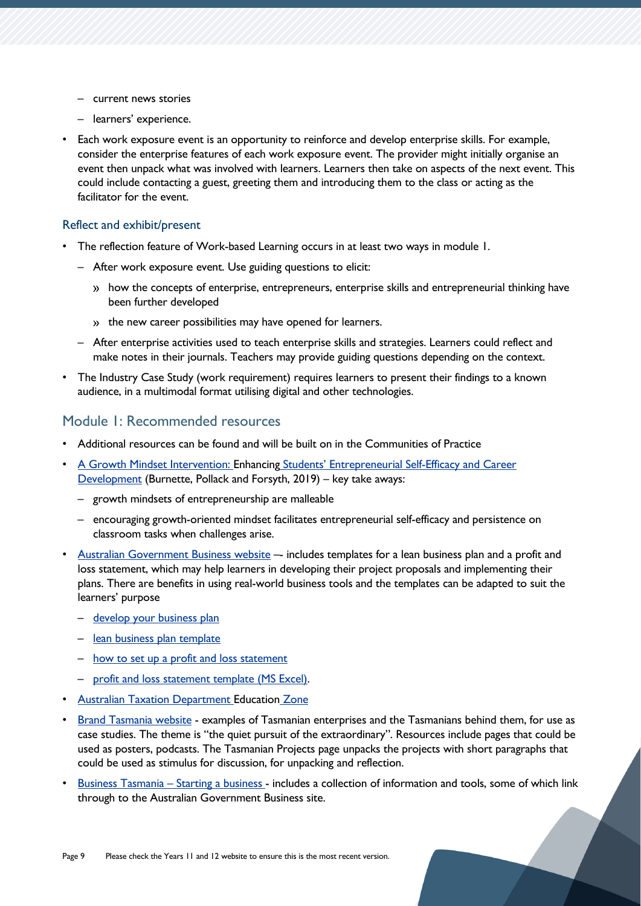- current news stories
  - learners' experience.
- Each work exposure event is an opportunity to reinforce and develop enterprise skills. For example, consider the enterprise features of each work exposure event. The provider might initially organise an event then unpack what was involved with learners. Learners then take on aspects of the next event. This could include contacting a guest, greeting them and introducing them to the class or acting as the facilitator for the event.

### Reflect and exhibit/present

- The reflection feature of Work-based Learning occurs in at least two ways in module 1.
  - After work exposure event. Use guiding questions to elicit:
    - how the concepts of enterprise, entrepreneurs, enterprise skills and entrepreneurial thinking have been further developed
    - the new career possibilities may have opened for learners.
  - After enterprise activities used to teach enterprise skills and strategies. Learners could reflect and make notes in their journals. Teachers may provide guiding questions depending on the context.
- The Industry Case Study (work requirement) requires learners to present their findings to a known audience, in a multimodal format utilising digital and other technologies.

## Module 1: Recommended resources

- Additional resources can be found and will be built on in the Communities of Practice
- A Growth Mindset Intervention: Enhancing Students' Entrepreneurial Self-Efficacy and Career Development (Burnette, Pollack and Forsyth, 2019) – key take aways:
  - growth mindsets of entrepreneurship are malleable
  - encouraging growth-oriented mindset facilitates entrepreneurial self-efficacy and persistence on classroom tasks when challenges arise.
- Australian Government Business website –- includes templates for a lean business plan and a profit and loss statement, which may help learners in developing their project proposals and implementing their plans. There are benefits in using real-world business tools and the templates can be adapted to suit the learners' purpose
  - develop your business plan
  - lean business plan template
  - how to set up a profit and loss statement
  - profit and loss statement template (MS Excel).
- Australian Taxation Department Education Zone
- Brand Tasmania website - examples of Tasmanian enterprises and the Tasmanians behind them, for use as case studies. The theme is "the quiet pursuit of the extraordinary". Resources include pages that could be used as posters, podcasts. The Tasmanian Projects page unpacks the projects with short paragraphs that could be used as stimulus for discussion, for unpacking and reflection.
- Business Tasmania – Starting a business - includes a collection of information and tools, some of which link through to the Australian Government Business site.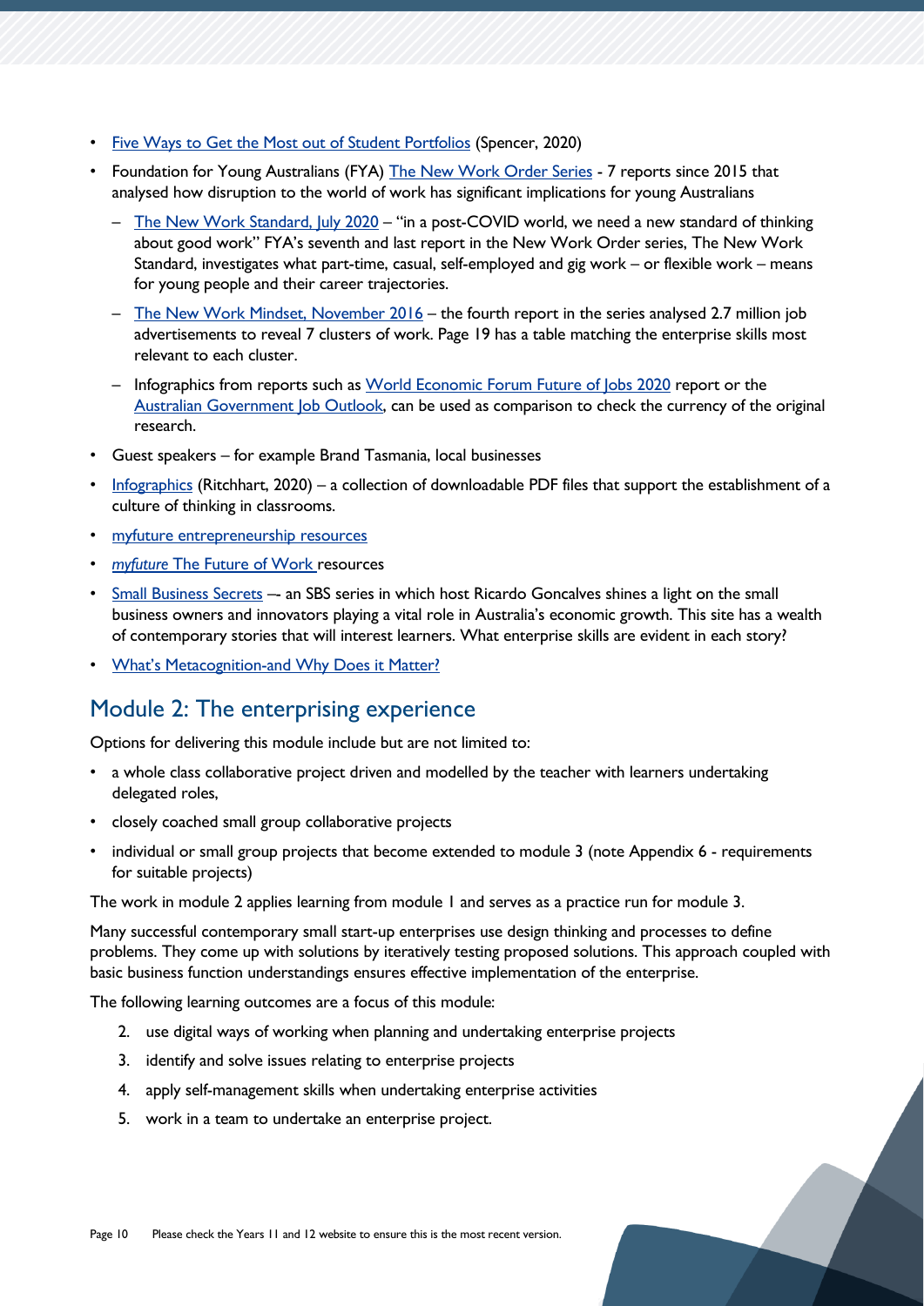- Five Ways to Get the Most out of Student Portfolios (Spencer, 2020)
- Foundation for Young Australians (FYA) The New Work Order Series - 7 reports since 2015 that analysed how disruption to the world of work has significant implications for young Australians
  - The New Work Standard, July 2020 – "in a post-COVID world, we need a new standard of thinking about good work" FYA's seventh and last report in the New Work Order series, The New Work Standard, investigates what part-time, casual, self-employed and gig work – or flexible work – means for young people and their career trajectories.
  - The New Work Mindset, November 2016 – the fourth report in the series analysed 2.7 million job advertisements to reveal 7 clusters of work. Page 19 has a table matching the enterprise skills most relevant to each cluster.
  - Infographics from reports such as World Economic Forum Future of Jobs 2020 report or the Australian Government Job Outlook, can be used as comparison to check the currency of the original research.
- Guest speakers – for example Brand Tasmania, local businesses
- Infographics (Ritchhart, 2020) – a collection of downloadable PDF files that support the establishment of a culture of thinking in classrooms.
- myfuture entrepreneurship resources
- *myfuture* The Future of Work resources
- Small Business Secrets –- an SBS series in which host Ricardo Goncalves shines a light on the small business owners and innovators playing a vital role in Australia's economic growth. This site has a wealth of contemporary stories that will interest learners. What enterprise skills are evident in each story?
- What's Metacognition-and Why Does it Matter?

## Module 2: The enterprising experience

Options for delivering this module include but are not limited to:

- a whole class collaborative project driven and modelled by the teacher with learners undertaking delegated roles,
- closely coached small group collaborative projects
- individual or small group projects that become extended to module 3 (note Appendix 6 - requirements for suitable projects)

The work in module 2 applies learning from module 1 and serves as a practice run for module 3.

Many successful contemporary small start-up enterprises use design thinking and processes to define problems. They come up with solutions by iteratively testing proposed solutions. This approach coupled with basic business function understandings ensures effective implementation of the enterprise.

The following learning outcomes are a focus of this module:

2. use digital ways of working when planning and undertaking enterprise projects
3. identify and solve issues relating to enterprise projects
4. apply self-management skills when undertaking enterprise activities
5. work in a team to undertake an enterprise project.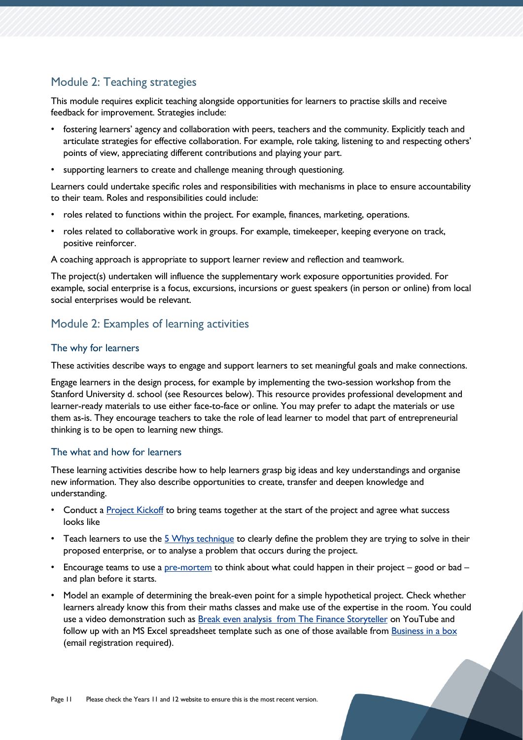## Module 2: Teaching strategies

This module requires explicit teaching alongside opportunities for learners to practise skills and receive feedback for improvement. Strategies include:

- fostering learners' agency and collaboration with peers, teachers and the community. Explicitly teach and articulate strategies for effective collaboration. For example, role taking, listening to and respecting others' points of view, appreciating different contributions and playing your part.
- supporting learners to create and challenge meaning through questioning.

Learners could undertake specific roles and responsibilities with mechanisms in place to ensure accountability to their team. Roles and responsibilities could include:

- roles related to functions within the project. For example, finances, marketing, operations.
- roles related to collaborative work in groups. For example, timekeeper, keeping everyone on track, positive reinforcer.

A coaching approach is appropriate to support learner review and reflection and teamwork.

The project(s) undertaken will influence the supplementary work exposure opportunities provided. For example, social enterprise is a focus, excursions, incursions or guest speakers (in person or online) from local social enterprises would be relevant.

## Module 2: Examples of learning activities

### The why for learners

These activities describe ways to engage and support learners to set meaningful goals and make connections.

Engage learners in the design process, for example by implementing the two-session workshop from the Stanford University d. school (see Resources below). This resource provides professional development and learner-ready materials to use either face-to-face or online. You may prefer to adapt the materials or use them as-is. They encourage teachers to take the role of lead learner to model that part of entrepreneurial thinking is to be open to learning new things.

### The what and how for learners

These learning activities describe how to help learners grasp big ideas and key understandings and organise new information. They also describe opportunities to create, transfer and deepen knowledge and understanding.

- Conduct a Project Kickoff to bring teams together at the start of the project and agree what success looks like
- Teach learners to use the 5 Whys technique to clearly define the problem they are trying to solve in their proposed enterprise, or to analyse a problem that occurs during the project.
- Encourage teams to use a pre-mortem to think about what could happen in their project – good or bad – and plan before it starts.
- Model an example of determining the break-even point for a simple hypothetical project. Check whether learners already know this from their maths classes and make use of the expertise in the room. You could use a video demonstration such as Break even analysis from The Finance Storyteller on YouTube and follow up with an MS Excel spreadsheet template such as one of those available from Business in a box (email registration required).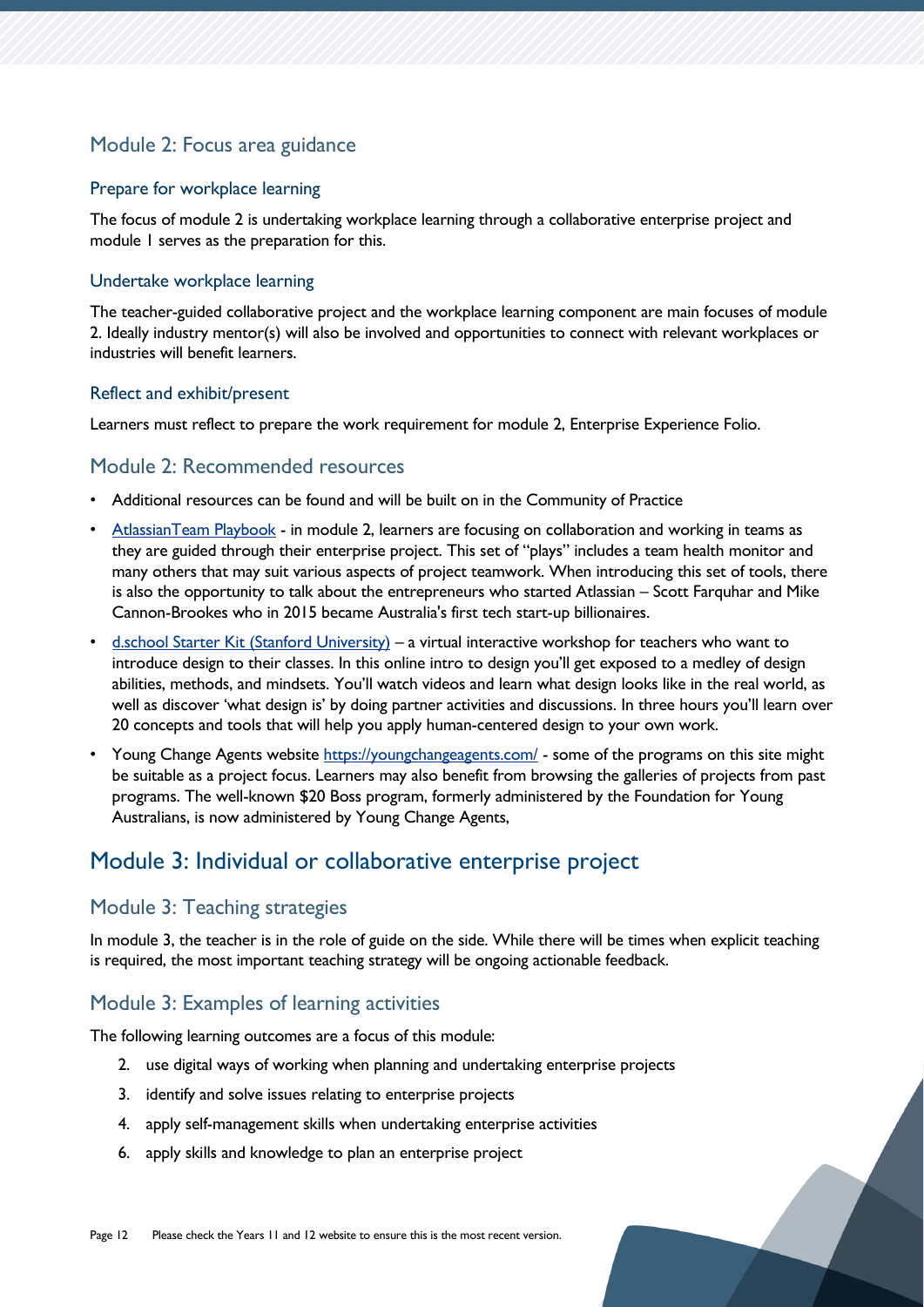## Module 2: Focus area guidance

### Prepare for workplace learning

The focus of module 2 is undertaking workplace learning through a collaborative enterprise project and module 1 serves as the preparation for this.

### Undertake workplace learning

The teacher-guided collaborative project and the workplace learning component are main focuses of module 2. Ideally industry mentor(s) will also be involved and opportunities to connect with relevant workplaces or industries will benefit learners.

### Reflect and exhibit/present

Learners must reflect to prepare the work requirement for module 2, Enterprise Experience Folio.

## Module 2: Recommended resources

- Additional resources can be found and will be built on in the Community of Practice
- AtlassianTeam Playbook - in module 2, learners are focusing on collaboration and working in teams as they are guided through their enterprise project. This set of "plays" includes a team health monitor and many others that may suit various aspects of project teamwork. When introducing this set of tools, there is also the opportunity to talk about the entrepreneurs who started Atlassian – Scott Farquhar and Mike Cannon-Brookes who in 2015 became Australia's first tech start-up billionaires.
- d.school Starter Kit (Stanford University) – a virtual interactive workshop for teachers who want to introduce design to their classes. In this online intro to design you'll get exposed to a medley of design abilities, methods, and mindsets. You'll watch videos and learn what design looks like in the real world, as well as discover 'what design is' by doing partner activities and discussions. In three hours you'll learn over 20 concepts and tools that will help you apply human-centered design to your own work.
- Young Change Agents website https://youngchangeagents.com/ - some of the programs on this site might be suitable as a project focus. Learners may also benefit from browsing the galleries of projects from past programs. The well-known $20 Boss program, formerly administered by the Foundation for Young Australians, is now administered by Young Change Agents,

# Module 3: Individual or collaborative enterprise project

## Module 3: Teaching strategies

In module 3, the teacher is in the role of guide on the side. While there will be times when explicit teaching is required, the most important teaching strategy will be ongoing actionable feedback.

## Module 3: Examples of learning activities

The following learning outcomes are a focus of this module:

2. use digital ways of working when planning and undertaking enterprise projects
3. identify and solve issues relating to enterprise projects
4. apply self-management skills when undertaking enterprise activities
6. apply skills and knowledge to plan an enterprise project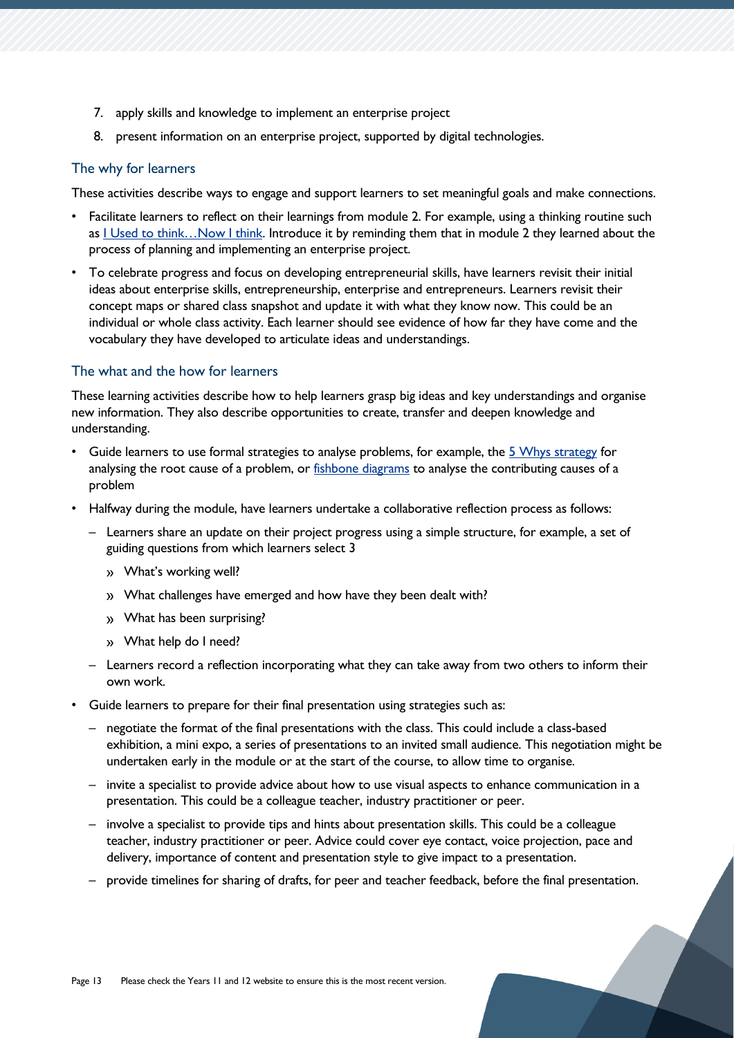7. apply skills and knowledge to implement an enterprise project
8. present information on an enterprise project, supported by digital technologies.

## The why for learners

These activities describe ways to engage and support learners to set meaningful goals and make connections.

- Facilitate learners to reflect on their learnings from module 2. For example, using a thinking routine such as I Used to think…Now I think. Introduce it by reminding them that in module 2 they learned about the process of planning and implementing an enterprise project.
- To celebrate progress and focus on developing entrepreneurial skills, have learners revisit their initial ideas about enterprise skills, entrepreneurship, enterprise and entrepreneurs. Learners revisit their concept maps or shared class snapshot and update it with what they know now. This could be an individual or whole class activity. Each learner should see evidence of how far they have come and the vocabulary they have developed to articulate ideas and understandings.

## The what and the how for learners

These learning activities describe how to help learners grasp big ideas and key understandings and organise new information. They also describe opportunities to create, transfer and deepen knowledge and understanding.

- Guide learners to use formal strategies to analyse problems, for example, the 5 Whys strategy for analysing the root cause of a problem, or fishbone diagrams to analyse the contributing causes of a problem
- Halfway during the module, have learners undertake a collaborative reflection process as follows:
  - Learners share an update on their project progress using a simple structure, for example, a set of guiding questions from which learners select 3
    - What's working well?
    - What challenges have emerged and how have they been dealt with?
    - What has been surprising?
    - What help do I need?
  - Learners record a reflection incorporating what they can take away from two others to inform their own work.
- Guide learners to prepare for their final presentation using strategies such as:
  - negotiate the format of the final presentations with the class. This could include a class-based exhibition, a mini expo, a series of presentations to an invited small audience. This negotiation might be undertaken early in the module or at the start of the course, to allow time to organise.
  - invite a specialist to provide advice about how to use visual aspects to enhance communication in a presentation. This could be a colleague teacher, industry practitioner or peer.
  - involve a specialist to provide tips and hints about presentation skills. This could be a colleague teacher, industry practitioner or peer. Advice could cover eye contact, voice projection, pace and delivery, importance of content and presentation style to give impact to a presentation.
  - provide timelines for sharing of drafts, for peer and teacher feedback, before the final presentation.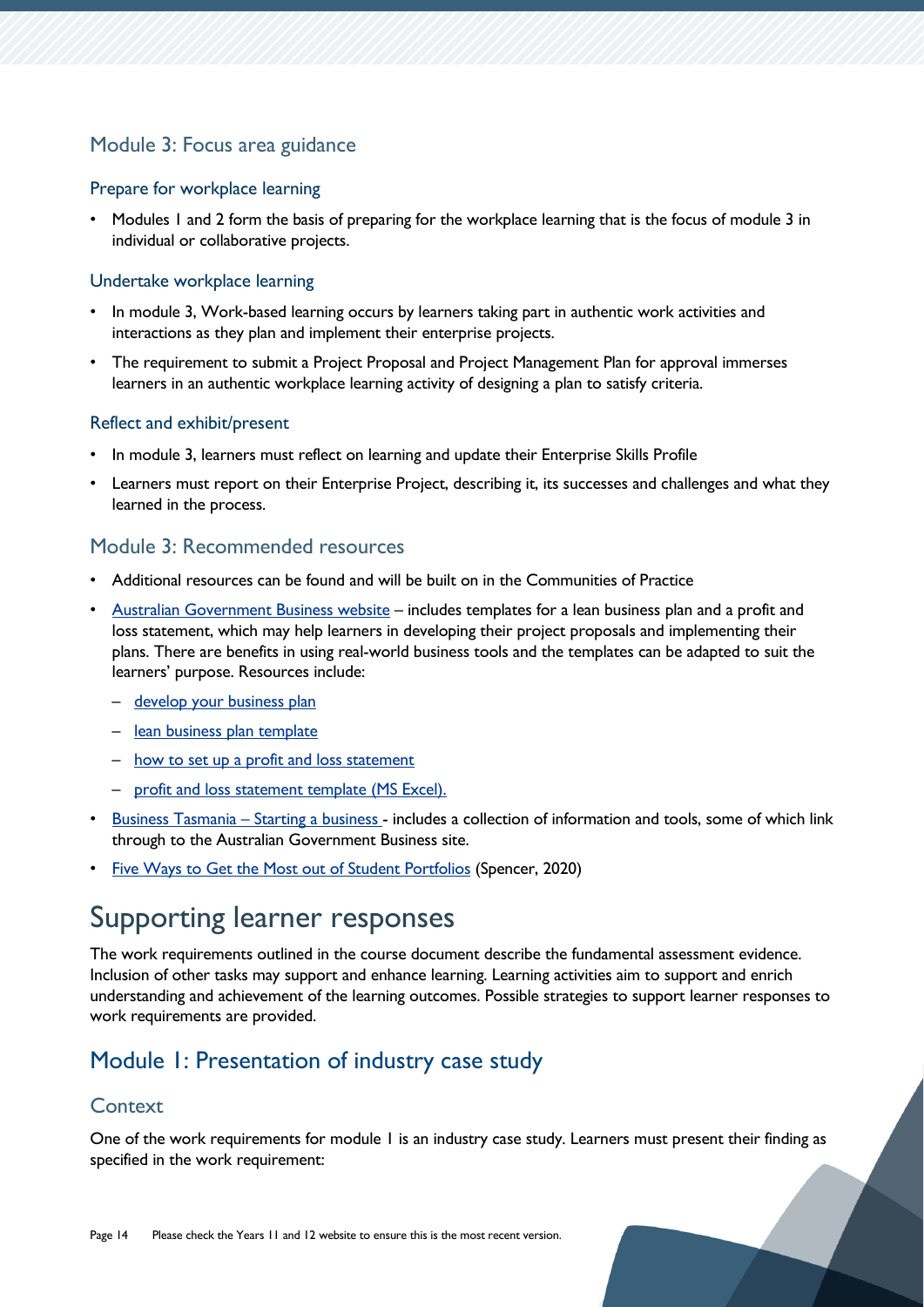## Module 3: Focus area guidance

### Prepare for workplace learning

- Modules 1 and 2 form the basis of preparing for the workplace learning that is the focus of module 3 in individual or collaborative projects.

### Undertake workplace learning

- In module 3, Work-based learning occurs by learners taking part in authentic work activities and interactions as they plan and implement their enterprise projects.
- The requirement to submit a Project Proposal and Project Management Plan for approval immerses learners in an authentic workplace learning activity of designing a plan to satisfy criteria.

### Reflect and exhibit/present

- In module 3, learners must reflect on learning and update their Enterprise Skills Profile
- Learners must report on their Enterprise Project, describing it, its successes and challenges and what they learned in the process.

## Module 3: Recommended resources

- Additional resources can be found and will be built on in the Communities of Practice
- Australian Government Business website – includes templates for a lean business plan and a profit and loss statement, which may help learners in developing their project proposals and implementing their plans. There are benefits in using real-world business tools and the templates can be adapted to suit the learners' purpose. Resources include:
  - develop your business plan
  - lean business plan template
  - how to set up a profit and loss statement
  - profit and loss statement template (MS Excel).
- Business Tasmania – Starting a business - includes a collection of information and tools, some of which link through to the Australian Government Business site.
- Five Ways to Get the Most out of Student Portfolios (Spencer, 2020)

# Supporting learner responses

The work requirements outlined in the course document describe the fundamental assessment evidence. Inclusion of other tasks may support and enhance learning. Learning activities aim to support and enrich understanding and achievement of the learning outcomes. Possible strategies to support learner responses to work requirements are provided.

## Module 1: Presentation of industry case study

### Context

One of the work requirements for module 1 is an industry case study. Learners must present their finding as specified in the work requirement: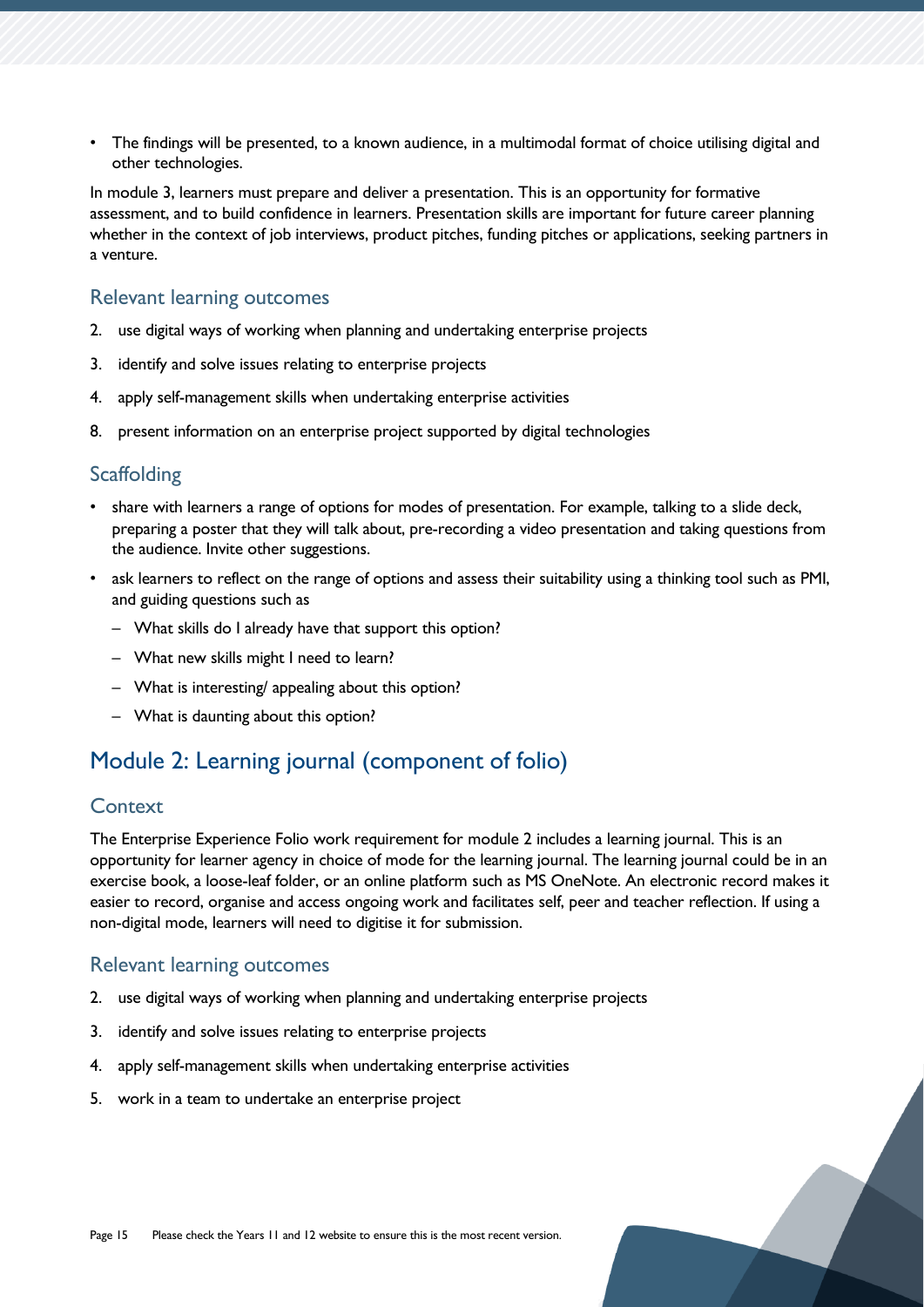- The findings will be presented, to a known audience, in a multimodal format of choice utilising digital and other technologies.

In module 3, learners must prepare and deliver a presentation. This is an opportunity for formative assessment, and to build confidence in learners. Presentation skills are important for future career planning whether in the context of job interviews, product pitches, funding pitches or applications, seeking partners in a venture.

### Relevant learning outcomes

2. use digital ways of working when planning and undertaking enterprise projects
3. identify and solve issues relating to enterprise projects
4. apply self-management skills when undertaking enterprise activities
8. present information on an enterprise project supported by digital technologies

### Scaffolding

- share with learners a range of options for modes of presentation. For example, talking to a slide deck, preparing a poster that they will talk about, pre-recording a video presentation and taking questions from the audience. Invite other suggestions.
- ask learners to reflect on the range of options and assess their suitability using a thinking tool such as PMI, and guiding questions such as
  - What skills do I already have that support this option?
  - What new skills might I need to learn?
  - What is interesting/ appealing about this option?
  - What is daunting about this option?

## Module 2: Learning journal (component of folio)

### Context

The Enterprise Experience Folio work requirement for module 2 includes a learning journal. This is an opportunity for learner agency in choice of mode for the learning journal. The learning journal could be in an exercise book, a loose-leaf folder, or an online platform such as MS OneNote. An electronic record makes it easier to record, organise and access ongoing work and facilitates self, peer and teacher reflection. If using a non-digital mode, learners will need to digitise it for submission.

### Relevant learning outcomes

2. use digital ways of working when planning and undertaking enterprise projects
3. identify and solve issues relating to enterprise projects
4. apply self-management skills when undertaking enterprise activities
5. work in a team to undertake an enterprise project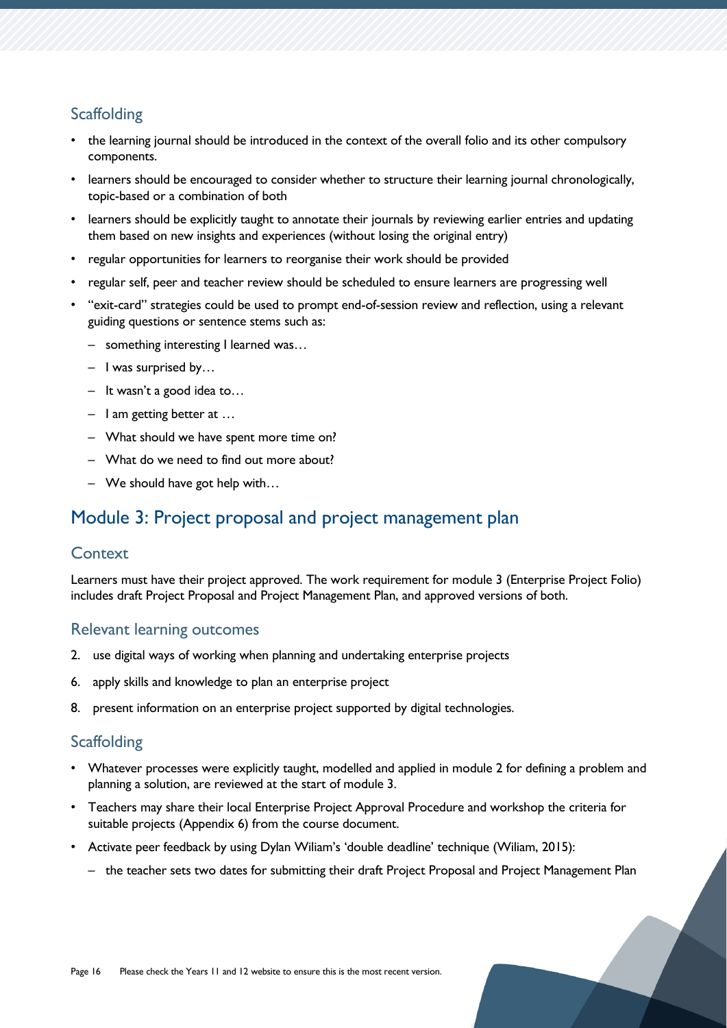### Scaffolding

- the learning journal should be introduced in the context of the overall folio and its other compulsory components.
- learners should be encouraged to consider whether to structure their learning journal chronologically, topic-based or a combination of both
- learners should be explicitly taught to annotate their journals by reviewing earlier entries and updating them based on new insights and experiences (without losing the original entry)
- regular opportunities for learners to reorganise their work should be provided
- regular self, peer and teacher review should be scheduled to ensure learners are progressing well
- "exit-card" strategies could be used to prompt end-of-session review and reflection, using a relevant guiding questions or sentence stems such as:
  - something interesting I learned was…
  - I was surprised by…
  - It wasn't a good idea to…
  - I am getting better at …
  - What should we have spent more time on?
  - What do we need to find out more about?
  - We should have got help with…

## Module 3: Project proposal and project management plan

### Context

Learners must have their project approved. The work requirement for module 3 (Enterprise Project Folio) includes draft Project Proposal and Project Management Plan, and approved versions of both.

### Relevant learning outcomes

2. use digital ways of working when planning and undertaking enterprise projects
6. apply skills and knowledge to plan an enterprise project
8. present information on an enterprise project supported by digital technologies.

### Scaffolding

- Whatever processes were explicitly taught, modelled and applied in module 2 for defining a problem and planning a solution, are reviewed at the start of module 3.
- Teachers may share their local Enterprise Project Approval Procedure and workshop the criteria for suitable projects (Appendix 6) from the course document.
- Activate peer feedback by using Dylan Wiliam's 'double deadline' technique (Wiliam, 2015):
  - the teacher sets two dates for submitting their draft Project Proposal and Project Management Plan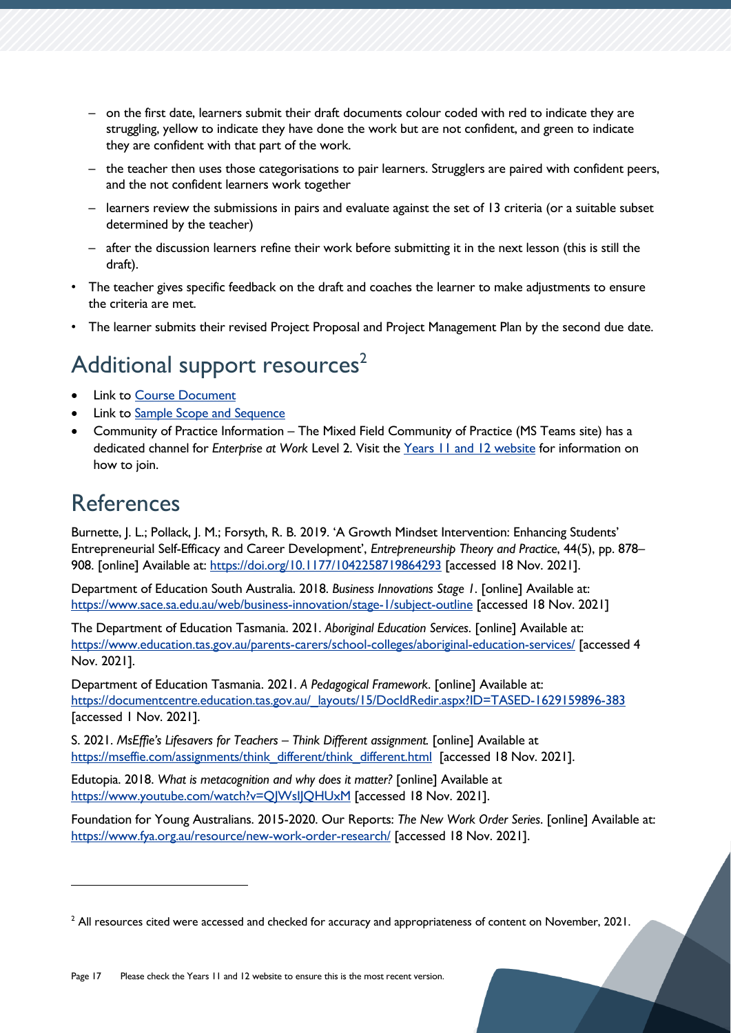- on the first date, learners submit their draft documents colour coded with red to indicate they are struggling, yellow to indicate they have done the work but are not confident, and green to indicate they are confident with that part of the work.
  - the teacher then uses those categorisations to pair learners. Strugglers are paired with confident peers, and the not confident learners work together
  - learners review the submissions in pairs and evaluate against the set of 13 criteria (or a suitable subset determined by the teacher)
  - after the discussion learners refine their work before submitting it in the next lesson (this is still the draft).
- The teacher gives specific feedback on the draft and coaches the learner to make adjustments to ensure the criteria are met.
- The learner submits their revised Project Proposal and Project Management Plan by the second due date.

# Additional support resources[2]

- Link to [Course Document]
- Link to [Sample Scope and Sequence]
- Community of Practice Information – The Mixed Field Community of Practice (MS Teams site) has a dedicated channel for *Enterprise at Work* Level 2. Visit the [Years 11 and 12 website] for information on how to join.

# References

Burnette, J. L.; Pollack, J. M.; Forsyth, R. B. 2019. 'A Growth Mindset Intervention: Enhancing Students' Entrepreneurial Self-Efficacy and Career Development', *Entrepreneurship Theory and Practice*, 44(5), pp. 878–908. [online] Available at: https://doi.org/10.1177/1042258719864293 [accessed 18 Nov. 2021].

Department of Education South Australia. 2018. *Business Innovations Stage 1*. [online] Available at: https://www.sace.sa.edu.au/web/business-innovation/stage-1/subject-outline [accessed 18 Nov. 2021]

The Department of Education Tasmania. 2021. *Aboriginal Education Services*. [online] Available at: https://www.education.tas.gov.au/parents-carers/school-colleges/aboriginal-education-services/ [accessed 4 Nov. 2021].

Department of Education Tasmania. 2021. *A Pedagogical Framework*. [online] Available at: https://documentcentre.education.tas.gov.au/_layouts/15/DocIdRedir.aspx?ID=TASED-1629159896-383 [accessed 1 Nov. 2021].

S. 2021. *MsEffie's Lifesavers for Teachers – Think Different assignment.* [online] Available at https://mseffie.com/assignments/think_different/think_different.html [accessed 18 Nov. 2021].

Edutopia. 2018. *What is metacognition and why does it matter?* [online] Available at https://www.youtube.com/watch?v=QJWslJQHUxM [accessed 18 Nov. 2021].

Foundation for Young Australians. 2015-2020. Our Reports: *The New Work Order Series*. [online] Available at: https://www.fya.org.au/resource/new-work-order-research/ [accessed 18 Nov. 2021].

[2] All resources cited were accessed and checked for accuracy and appropriateness of content on November, 2021.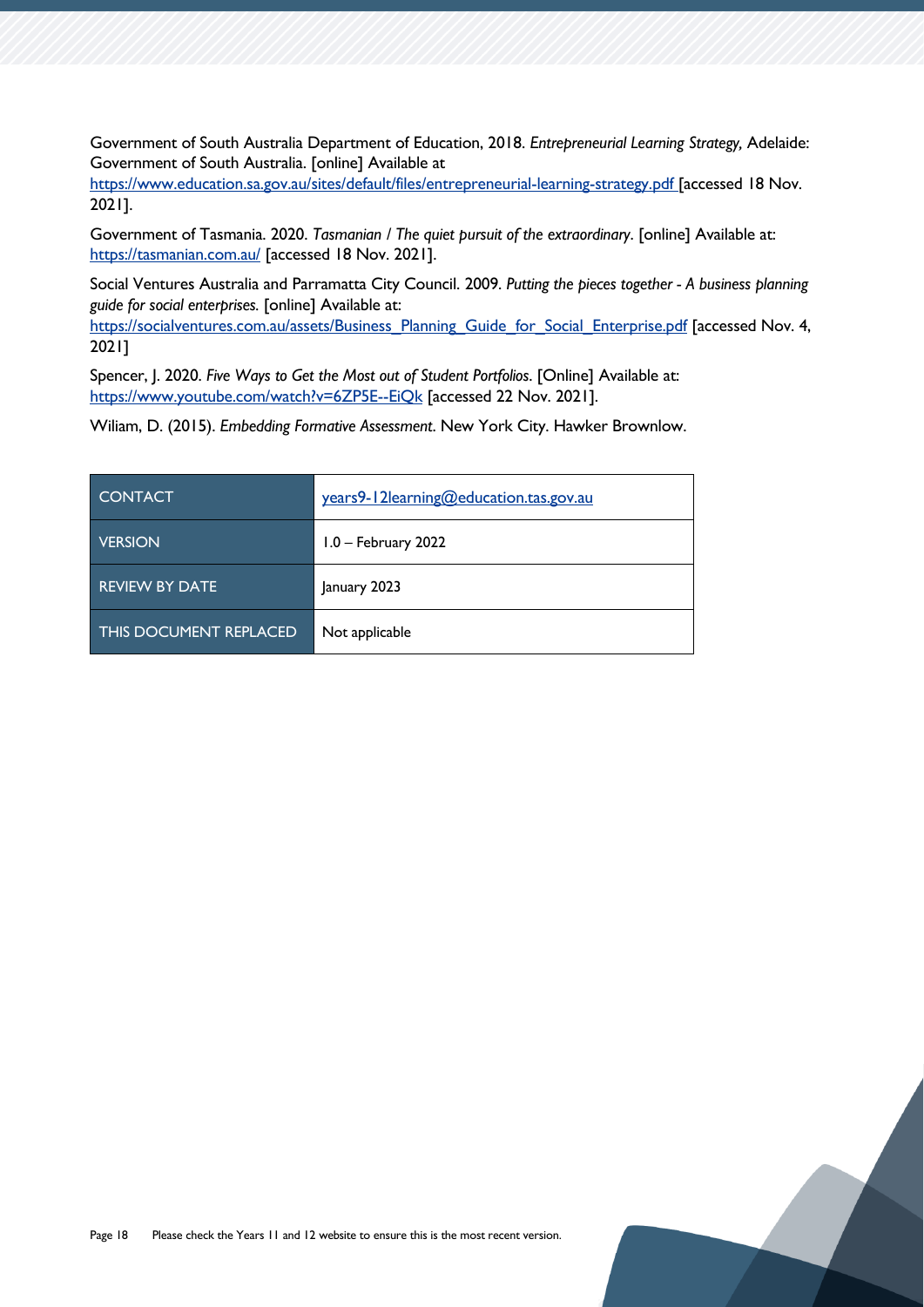Government of South Australia Department of Education, 2018. *Entrepreneurial Learning Strategy,* Adelaide: Government of South Australia. [online] Available at https://www.education.sa.gov.au/sites/default/files/entrepreneurial-learning-strategy.pdf [accessed 18 Nov. 2021].

Government of Tasmania. 2020. *Tasmanian / The quiet pursuit of the extraordinary*. [online] Available at: https://tasmanian.com.au/ [accessed 18 Nov. 2021].

Social Ventures Australia and Parramatta City Council. 2009. *Putting the pieces together - A business planning guide for social enterprises.* [online] Available at: https://socialventures.com.au/assets/Business_Planning_Guide_for_Social_Enterprise.pdf [accessed Nov. 4, 2021]

Spencer, J. 2020. *Five Ways to Get the Most out of Student Portfolios*. [Online] Available at: https://www.youtube.com/watch?v=6ZP5E--EiQk [accessed 22 Nov. 2021].

Wiliam, D. (2015). *Embedding Formative Assessment*. New York City. Hawker Brownlow.

| | |
|---|---|
| CONTACT | years9-12learning@education.tas.gov.au |
| VERSION | 1.0 – February 2022 |
| REVIEW BY DATE | January 2023 |
| THIS DOCUMENT REPLACED | Not applicable |